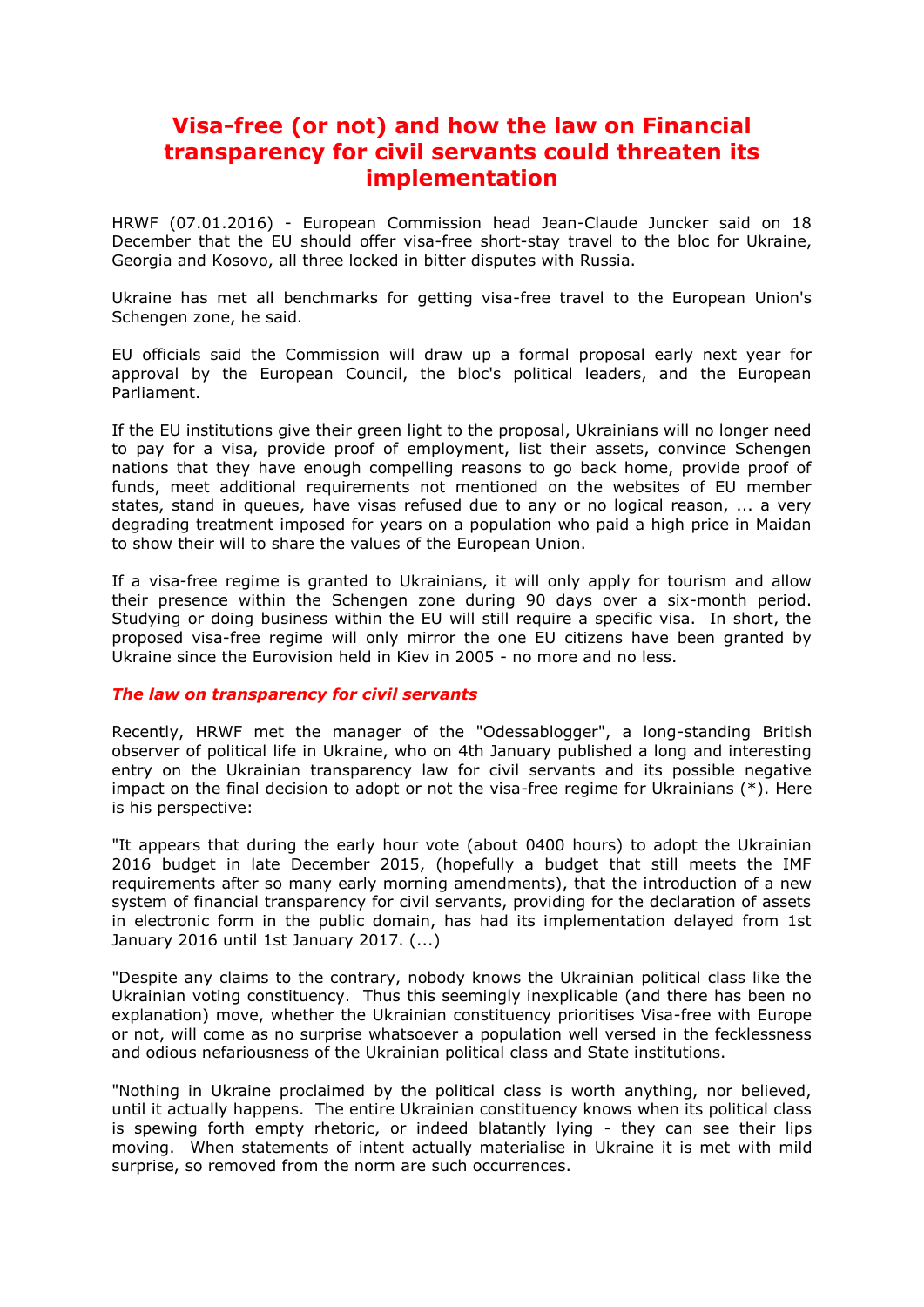# Visa-free (or not) and how the law on Financial transparency for civil servants could threaten its implementation

HRWF (07.01.2016) - European Commission head Jean-Claude Juncker said on 18 December that the EU should offer visa-free short-stay travel to the bloc for Ukraine, Georgia and Kosovo, all three locked in bitter disputes with Russia.

Ukraine has met all benchmarks for getting visa-free travel to the European Union's Schengen zone, he said.

EU officials said the Commission will draw up a formal proposal early next year for approval by the European Council, the bloc's political leaders, and the European Parliament.

If the EU institutions give their green light to the proposal, Ukrainians will no longer need to pay for a visa, provide proof of employment, list their assets, convince Schengen nations that they have enough compelling reasons to go back home, provide proof of funds, meet additional requirements not mentioned on the websites of EU member states, stand in queues, have visas refused due to any or no logical reason, ... a very degrading treatment imposed for years on a population who paid a high price in Maidan to show their will to share the values of the European Union.

If a visa-free regime is granted to Ukrainians, it will only apply for tourism and allow their presence within the Schengen zone during 90 days over a six-month period. Studying or doing business within the EU will still require a specific visa. In short, the proposed visa-free regime will only mirror the one EU citizens have been granted by Ukraine since the Eurovision held in Kiev in 2005 - no more and no less.

### *The law on transparency for civil servants*

Recently, HRWF met the manager of the "Odessablogger", a long-standing British observer of political life in Ukraine, who on 4th January published a long and interesting entry on the Ukrainian transparency law for civil servants and its possible negative impact on the final decision to adopt or not the visa-free regime for Ukrainians (*). Here is his perspective:

"It appears that during the early hour vote (about 0400 hours) to adopt the Ukrainian 2016 budget in late December 2015, (hopefully a budget that still meets the IMF requirements after so many early morning amendments), that the introduction of a new system of financial transparency for civil servants, providing for the declaration of assets in electronic form in the public domain, has had its implementation delayed from 1st January 2016 until 1st January 2017. (...)

"Despite any claims to the contrary, nobody knows the Ukrainian political class like the Ukrainian voting constituency. Thus this seemingly inexplicable (and there has been no explanation) move, whether the Ukrainian constituency prioritises Visa-free with Europe or not, will come as no surprise whatsoever a population well versed in the fecklessness and odious nefariousness of the Ukrainian political class and State institutions.

"Nothing in Ukraine proclaimed by the political class is worth anything, nor believed, until it actually happens. The entire Ukrainian constituency knows when its political class is spewing forth empty rhetoric, or indeed blatantly lying - they can see their lips moving. When statements of intent actually materialise in Ukraine it is met with mild surprise, so removed from the norm are such occurrences.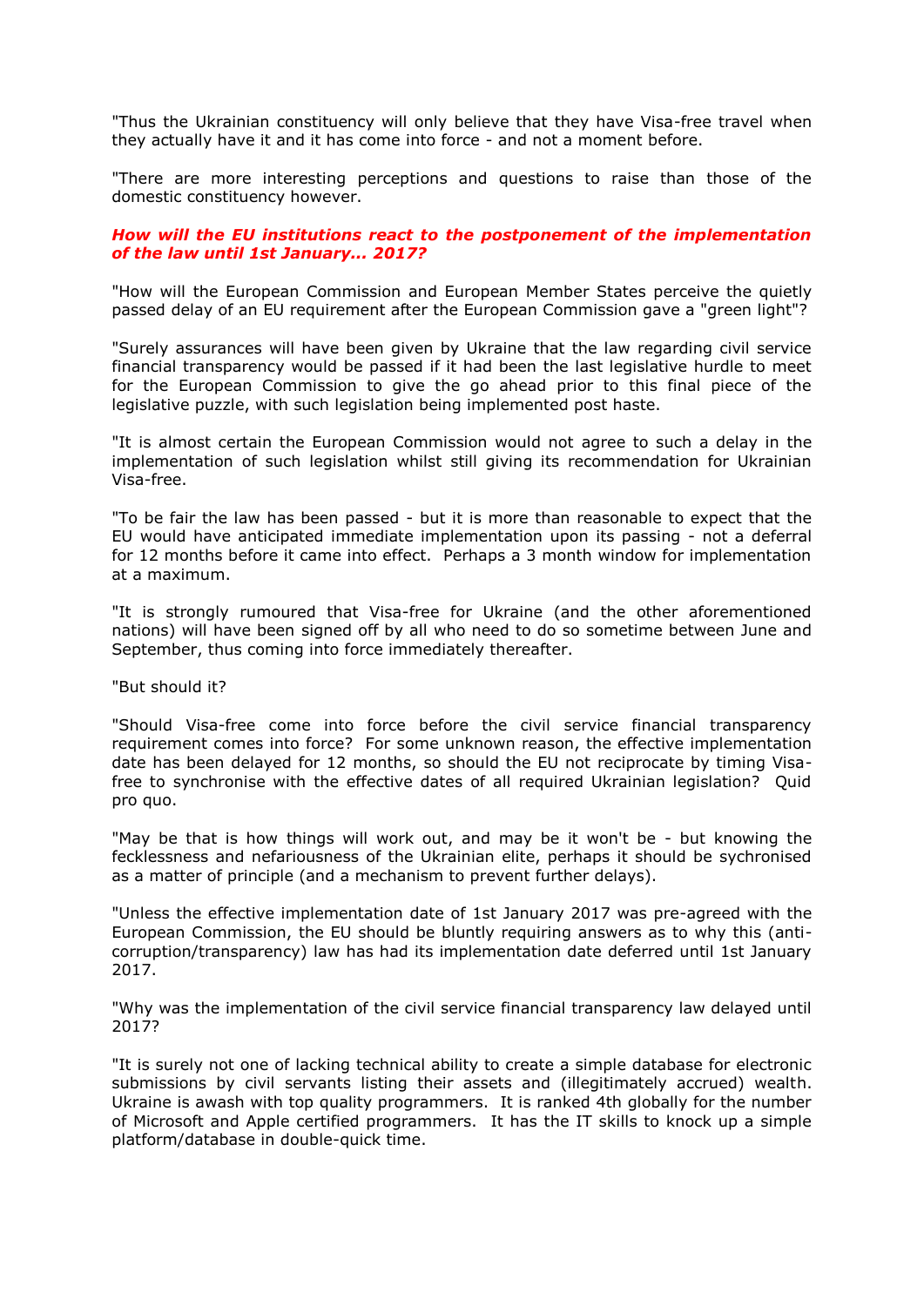"Thus the Ukrainian constituency will only believe that they have Visa-free travel when they actually have it and it has come into force - and not a moment before.

"There are more interesting perceptions and questions to raise than those of the domestic constituency however.

***How will the EU institutions react to the postponement of the implementation of the law until 1st January... 2017?***

"How will the European Commission and European Member States perceive the quietly passed delay of an EU requirement after the European Commission gave a "green light"?

"Surely assurances will have been given by Ukraine that the law regarding civil service financial transparency would be passed if it had been the last legislative hurdle to meet for the European Commission to give the go ahead prior to this final piece of the legislative puzzle, with such legislation being implemented post haste.

"It is almost certain the European Commission would not agree to such a delay in the implementation of such legislation whilst still giving its recommendation for Ukrainian Visa-free.

"To be fair the law has been passed - but it is more than reasonable to expect that the EU would have anticipated immediate implementation upon its passing - not a deferral for 12 months before it came into effect. Perhaps a 3 month window for implementation at a maximum.

"It is strongly rumoured that Visa-free for Ukraine (and the other aforementioned nations) will have been signed off by all who need to do so sometime between June and September, thus coming into force immediately thereafter.

"But should it?

"Should Visa-free come into force before the civil service financial transparency requirement comes into force? For some unknown reason, the effective implementation date has been delayed for 12 months, so should the EU not reciprocate by timing Visa-free to synchronise with the effective dates of all required Ukrainian legislation? Quid pro quo.

"May be that is how things will work out, and may be it won't be - but knowing the fecklessness and nefariousness of the Ukrainian elite, perhaps it should be sychronised as a matter of principle (and a mechanism to prevent further delays).

"Unless the effective implementation date of 1st January 2017 was pre-agreed with the European Commission, the EU should be bluntly requiring answers as to why this (anti-corruption/transparency) law has had its implementation date deferred until 1st January 2017.

"Why was the implementation of the civil service financial transparency law delayed until 2017?

"It is surely not one of lacking technical ability to create a simple database for electronic submissions by civil servants listing their assets and (illegitimately accrued) wealth. Ukraine is awash with top quality programmers. It is ranked 4th globally for the number of Microsoft and Apple certified programmers. It has the IT skills to knock up a simple platform/database in double-quick time.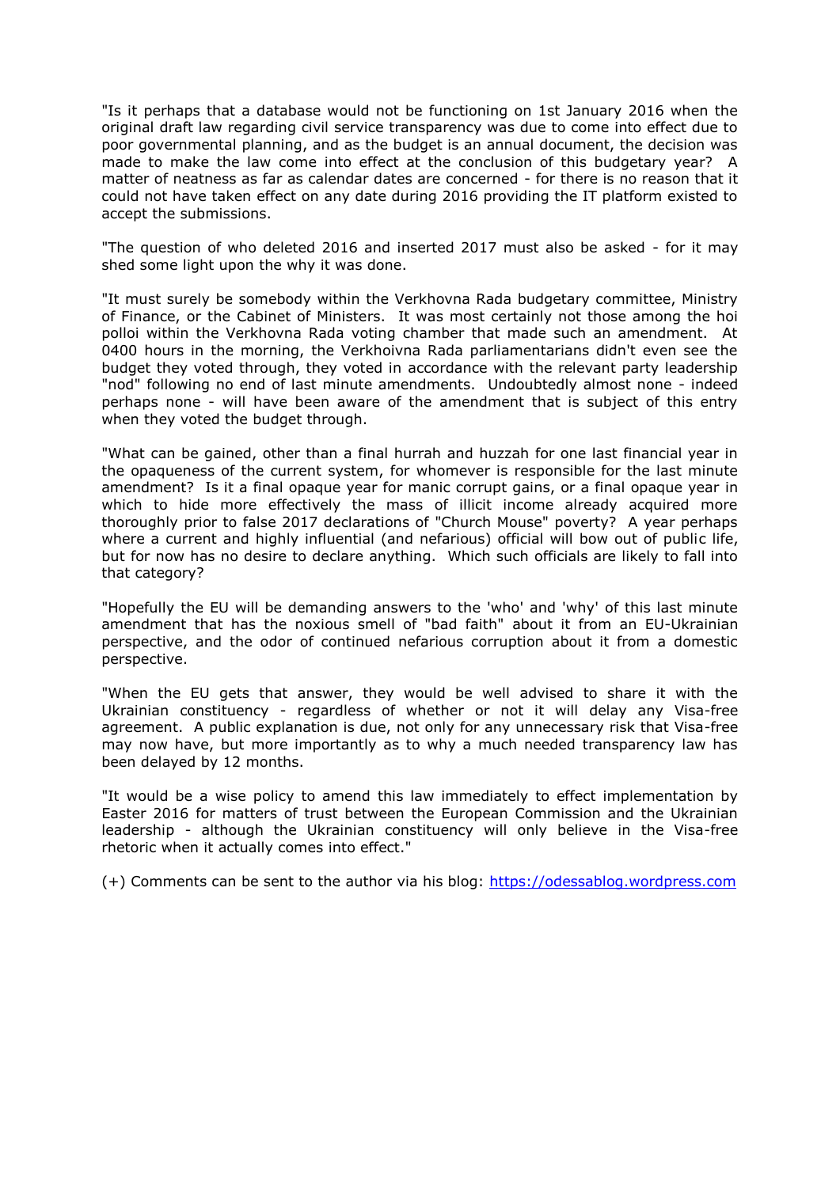"Is it perhaps that a database would not be functioning on 1st January 2016 when the original draft law regarding civil service transparency was due to come into effect due to poor governmental planning, and as the budget is an annual document, the decision was made to make the law come into effect at the conclusion of this budgetary year? A matter of neatness as far as calendar dates are concerned - for there is no reason that it could not have taken effect on any date during 2016 providing the IT platform existed to accept the submissions.

"The question of who deleted 2016 and inserted 2017 must also be asked - for it may shed some light upon the why it was done.

"It must surely be somebody within the Verkhovna Rada budgetary committee, Ministry of Finance, or the Cabinet of Ministers. It was most certainly not those among the hoi polloi within the Verkhovna Rada voting chamber that made such an amendment. At 0400 hours in the morning, the Verkhoivna Rada parliamentarians didn't even see the budget they voted through, they voted in accordance with the relevant party leadership "nod" following no end of last minute amendments. Undoubtedly almost none - indeed perhaps none - will have been aware of the amendment that is subject of this entry when they voted the budget through.

"What can be gained, other than a final hurrah and huzzah for one last financial year in the opaqueness of the current system, for whomever is responsible for the last minute amendment? Is it a final opaque year for manic corrupt gains, or a final opaque year in which to hide more effectively the mass of illicit income already acquired more thoroughly prior to false 2017 declarations of "Church Mouse" poverty? A year perhaps where a current and highly influential (and nefarious) official will bow out of public life, but for now has no desire to declare anything. Which such officials are likely to fall into that category?

"Hopefully the EU will be demanding answers to the 'who' and 'why' of this last minute amendment that has the noxious smell of "bad faith" about it from an EU-Ukrainian perspective, and the odor of continued nefarious corruption about it from a domestic perspective.

"When the EU gets that answer, they would be well advised to share it with the Ukrainian constituency - regardless of whether or not it will delay any Visa-free agreement. A public explanation is due, not only for any unnecessary risk that Visa-free may now have, but more importantly as to why a much needed transparency law has been delayed by 12 months.

"It would be a wise policy to amend this law immediately to effect implementation by Easter 2016 for matters of trust between the European Commission and the Ukrainian leadership - although the Ukrainian constituency will only believe in the Visa-free rhetoric when it actually comes into effect."

(+) Comments can be sent to the author via his blog: [https://odessablog.wordpress.com](https://odessablog.wordpress.com)